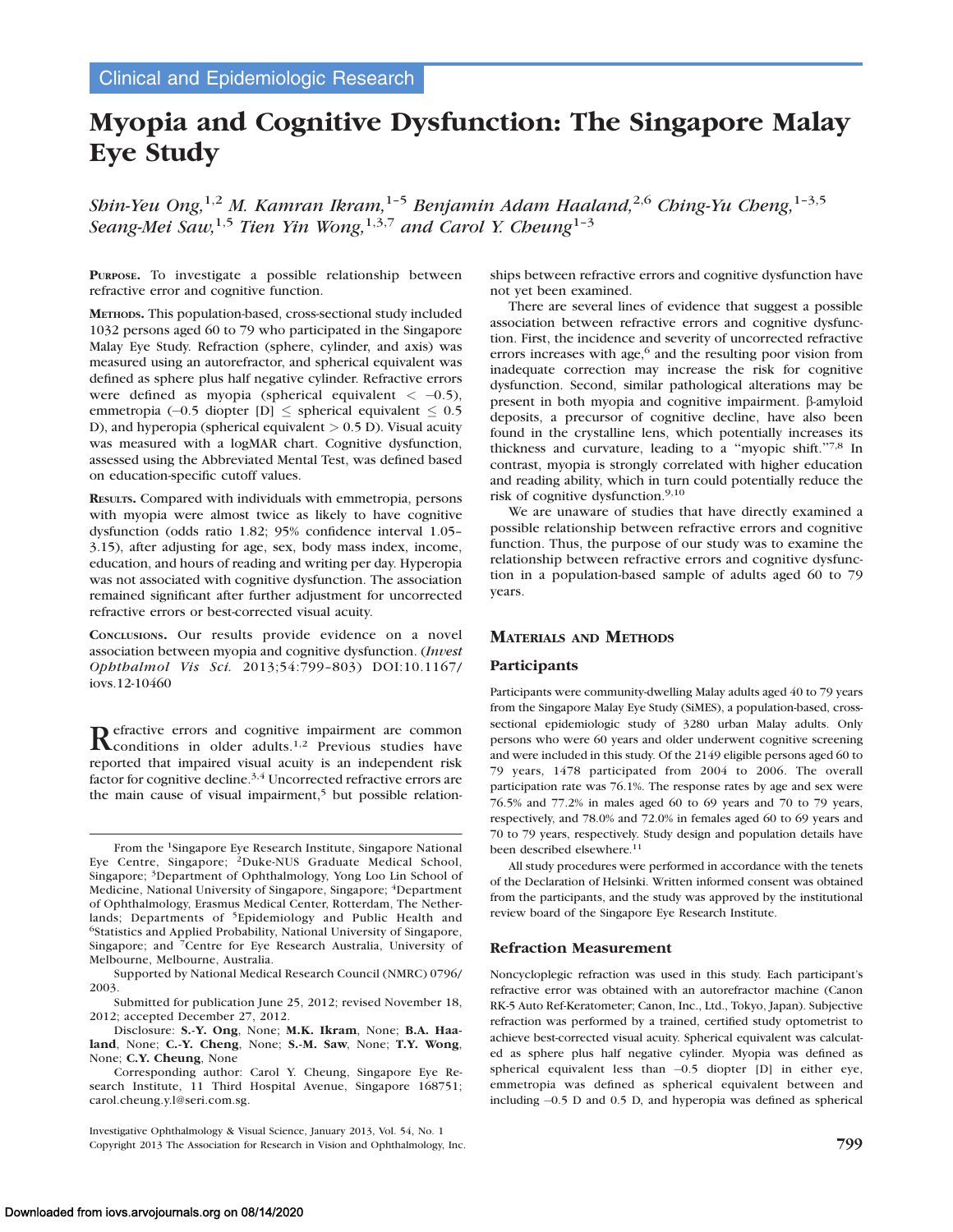Clinical and Epidemiologic Research

# Myopia and Cognitive Dysfunction: The Singapore Malay Eye Study

*Shin-Yeu Ong,*[1,2] *M. Kamran Ikram,*[1–5] *Benjamin Adam Haaland,*[2,6] *Ching-Yu Cheng,*[1–3,5] *Seang-Mei Saw,*[1,5] *Tien Yin Wong,*[1,3,7] *and Carol Y. Cheung*[1–3]

**PURPOSE.** To investigate a possible relationship between refractive error and cognitive function.

**METHODS.** This population-based, cross-sectional study included 1032 persons aged 60 to 79 who participated in the Singapore Malay Eye Study. Refraction (sphere, cylinder, and axis) was measured using an autorefractor, and spherical equivalent was defined as sphere plus half negative cylinder. Refractive errors were defined as myopia (spherical equivalent < –0.5), emmetropia (–0.5 diopter [D] ≤ spherical equivalent ≤ 0.5 D), and hyperopia (spherical equivalent > 0.5 D). Visual acuity was measured with a logMAR chart. Cognitive dysfunction, assessed using the Abbreviated Mental Test, was defined based on education-specific cutoff values.

**RESULTS.** Compared with individuals with emmetropia, persons with myopia were almost twice as likely to have cognitive dysfunction (odds ratio 1.82; 95% confidence interval 1.05–3.15), after adjusting for age, sex, body mass index, income, education, and hours of reading and writing per day. Hyperopia was not associated with cognitive dysfunction. The association remained significant after further adjustment for uncorrected refractive errors or best-corrected visual acuity.

**CONCLUSIONS.** Our results provide evidence on a novel association between myopia and cognitive dysfunction. (*Invest Ophthalmol Vis Sci.* 2013;54:799–803) DOI:10.1167/iovs.12-10460

Refractive errors and cognitive impairment are common conditions in older adults.[1,2] Previous studies have reported that impaired visual acuity is an independent risk factor for cognitive decline.[3,4] Uncorrected refractive errors are the main cause of visual impairment,[5] but possible relationships between refractive errors and cognitive dysfunction have not yet been examined.

There are several lines of evidence that suggest a possible association between refractive errors and cognitive dysfunction. First, the incidence and severity of uncorrected refractive errors increases with age,[6] and the resulting poor vision from inadequate correction may increase the risk for cognitive dysfunction. Second, similar pathological alterations may be present in both myopia and cognitive impairment. β-amyloid deposits, a precursor of cognitive decline, have also been found in the crystalline lens, which potentially increases its thickness and curvature, leading to a "myopic shift."[7,8] In contrast, myopia is strongly correlated with higher education and reading ability, which in turn could potentially reduce the risk of cognitive dysfunction.[9,10]

We are unaware of studies that have directly examined a possible relationship between refractive errors and cognitive function. Thus, the purpose of our study was to examine the relationship between refractive errors and cognitive dysfunction in a population-based sample of adults aged 60 to 79 years.

## MATERIALS AND METHODS

### Participants

Participants were community-dwelling Malay adults aged 40 to 79 years from the Singapore Malay Eye Study (SiMES), a population-based, cross-sectional epidemiologic study of 3280 urban Malay adults. Only persons who were 60 years and older underwent cognitive screening and were included in this study. Of the 2149 eligible persons aged 60 to 79 years, 1478 participated from 2004 to 2006. The overall participation rate was 76.1%. The response rates by age and sex were 76.5% and 77.2% in males aged 60 to 69 years and 70 to 79 years, respectively, and 78.0% and 72.0% in females aged 60 to 69 years and 70 to 79 years, respectively. Study design and population details have been described elsewhere.[11]

All study procedures were performed in accordance with the tenets of the Declaration of Helsinki. Written informed consent was obtained from the participants, and the study was approved by the institutional review board of the Singapore Eye Research Institute.

### Refraction Measurement

Noncycloplegic refraction was used in this study. Each participant's refractive error was obtained with an autorefractor machine (Canon RK-5 Auto Ref-Keratometer; Canon, Inc., Ltd., Tokyo, Japan). Subjective refraction was performed by a trained, certified study optometrist to achieve best-corrected visual acuity. Spherical equivalent was calculated as sphere plus half negative cylinder. Myopia was defined as spherical equivalent less than –0.5 diopter [D] in either eye, emmetropia was defined as spherical equivalent between and including –0.5 D and 0.5 D, and hyperopia was defined as spherical

---

From the [1]Singapore Eye Research Institute, Singapore National Eye Centre, Singapore; [2]Duke-NUS Graduate Medical School, Singapore; [3]Department of Ophthalmology, Yong Loo Lin School of Medicine, National University of Singapore, Singapore; [4]Department of Ophthalmology, Erasmus Medical Center, Rotterdam, The Netherlands; Departments of [5]Epidemiology and Public Health and [6]Statistics and Applied Probability, National University of Singapore, Singapore; and [7]Centre for Eye Research Australia, University of Melbourne, Melbourne, Australia.

Supported by National Medical Research Council (NMRC) 0796/2003.

Submitted for publication June 25, 2012; revised November 18, 2012; accepted December 27, 2012.

Disclosure: **S.-Y. Ong**, None; **M.K. Ikram**, None; **B.A. Haaland**, None; **C.-Y. Cheng**, None; **S.-M. Saw**, None; **T.Y. Wong**, None; **C.Y. Cheung**, None

Corresponding author: Carol Y. Cheung, Singapore Eye Research Institute, 11 Third Hospital Avenue, Singapore 168751; carol.cheung.y.l@seri.com.sg.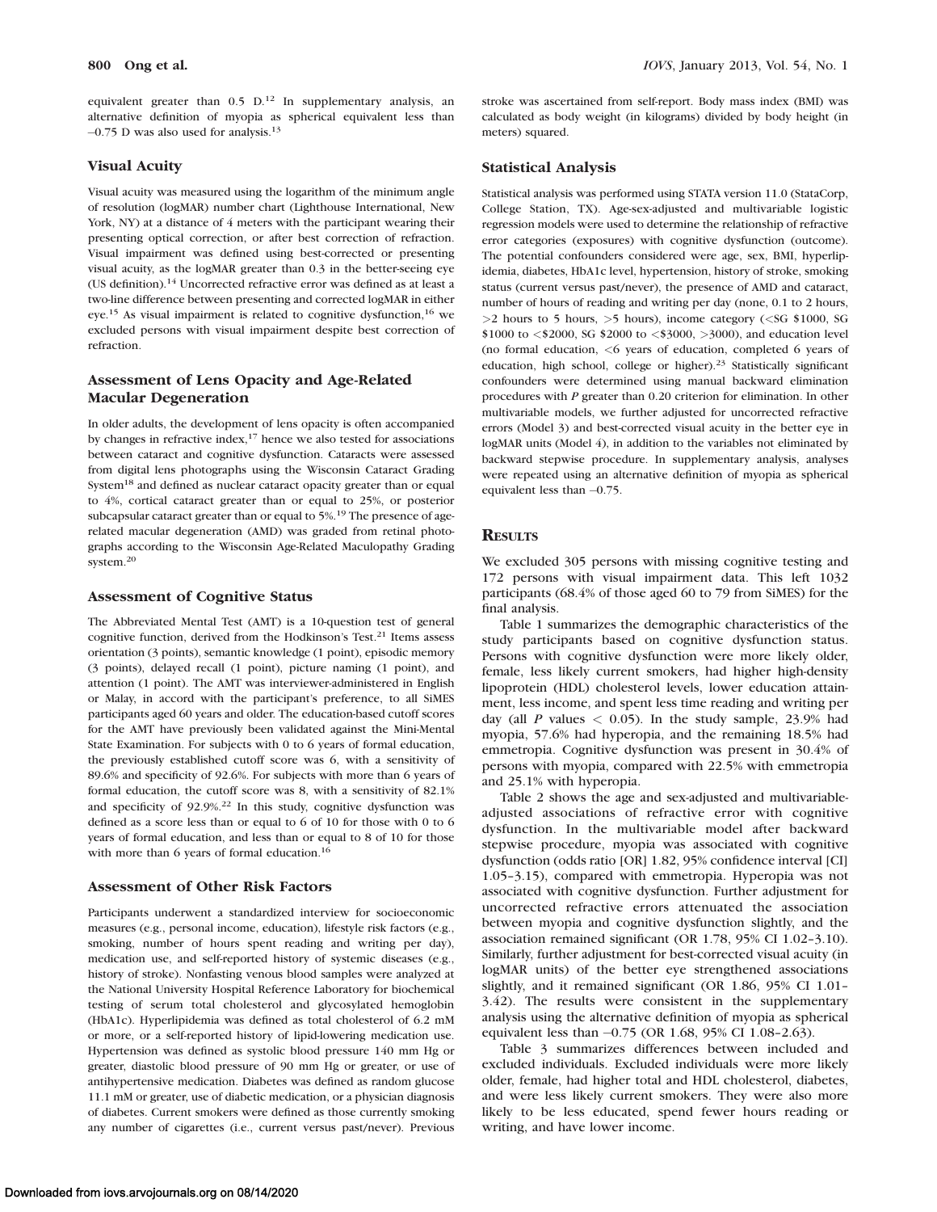equivalent greater than 0.5 D.[12] In supplementary analysis, an alternative definition of myopia as spherical equivalent less than –0.75 D was also used for analysis.[13]

### Visual Acuity

Visual acuity was measured using the logarithm of the minimum angle of resolution (logMAR) number chart (Lighthouse International, New York, NY) at a distance of 4 meters with the participant wearing their presenting optical correction, or after best correction of refraction. Visual impairment was defined using best-corrected or presenting visual acuity, as the logMAR greater than 0.3 in the better-seeing eye (US definition).[14] Uncorrected refractive error was defined as at least a two-line difference between presenting and corrected logMAR in either eye.[15] As visual impairment is related to cognitive dysfunction,[16] we excluded persons with visual impairment despite best correction of refraction.

### Assessment of Lens Opacity and Age-Related Macular Degeneration

In older adults, the development of lens opacity is often accompanied by changes in refractive index,[17] hence we also tested for associations between cataract and cognitive dysfunction. Cataracts were assessed from digital lens photographs using the Wisconsin Cataract Grading System[18] and defined as nuclear cataract opacity greater than or equal to 4%, cortical cataract greater than or equal to 25%, or posterior subcapsular cataract greater than or equal to 5%.[19] The presence of age-related macular degeneration (AMD) was graded from retinal photographs according to the Wisconsin Age-Related Maculopathy Grading system.[20]

### Assessment of Cognitive Status

The Abbreviated Mental Test (AMT) is a 10-question test of general cognitive function, derived from the Hodkinson's Test.[21] Items assess orientation (3 points), semantic knowledge (1 point), episodic memory (3 points), delayed recall (1 point), picture naming (1 point), and attention (1 point). The AMT was interviewer-administered in English or Malay, in accord with the participant's preference, to all SiMES participants aged 60 years and older. The education-based cutoff scores for the AMT have previously been validated against the Mini-Mental State Examination. For subjects with 0 to 6 years of formal education, the previously established cutoff score was 6, with a sensitivity of 89.6% and specificity of 92.6%. For subjects with more than 6 years of formal education, the cutoff score was 8, with a sensitivity of 82.1% and specificity of 92.9%.[22] In this study, cognitive dysfunction was defined as a score less than or equal to 6 of 10 for those with 0 to 6 years of formal education, and less than or equal to 8 of 10 for those with more than 6 years of formal education.[16]

### Assessment of Other Risk Factors

Participants underwent a standardized interview for socioeconomic measures (e.g., personal income, education), lifestyle risk factors (e.g., smoking, number of hours spent reading and writing per day), medication use, and self-reported history of systemic diseases (e.g., history of stroke). Nonfasting venous blood samples were analyzed at the National University Hospital Reference Laboratory for biochemical testing of serum total cholesterol and glycosylated hemoglobin (HbA1c). Hyperlipidemia was defined as total cholesterol of 6.2 mM or more, or a self-reported history of lipid-lowering medication use. Hypertension was defined as systolic blood pressure 140 mm Hg or greater, diastolic blood pressure of 90 mm Hg or greater, or use of antihypertensive medication. Diabetes was defined as random glucose 11.1 mM or greater, use of diabetic medication, or a physician diagnosis of diabetes. Current smokers were defined as those currently smoking any number of cigarettes (i.e., current versus past/never). Previous stroke was ascertained from self-report. Body mass index (BMI) was calculated as body weight (in kilograms) divided by body height (in meters) squared.

### Statistical Analysis

Statistical analysis was performed using STATA version 11.0 (StataCorp, College Station, TX). Age-sex-adjusted and multivariable logistic regression models were used to determine the relationship of refractive error categories (exposures) with cognitive dysfunction (outcome). The potential confounders considered were age, sex, BMI, hyperlipidemia, diabetes, HbA1c level, hypertension, history of stroke, smoking status (current versus past/never), the presence of AMD and cataract, number of hours of reading and writing per day (none, 0.1 to 2 hours, >2 hours to 5 hours, >5 hours), income category (<SG $1000, SG $1000 to <$2000, SG $2000 to <$3000, >3000), and education level (no formal education, <6 years of education, completed 6 years of education, high school, college or higher).[23] Statistically significant confounders were determined using manual backward elimination procedures with *P* greater than 0.20 criterion for elimination. In other multivariable models, we further adjusted for uncorrected refractive errors (Model 3) and best-corrected visual acuity in the better eye in logMAR units (Model 4), in addition to the variables not eliminated by backward stepwise procedure. In supplementary analysis, analyses were repeated using an alternative definition of myopia as spherical equivalent less than –0.75.

## Results

We excluded 305 persons with missing cognitive testing and 172 persons with visual impairment data. This left 1032 participants (68.4% of those aged 60 to 79 from SiMES) for the final analysis.

Table 1 summarizes the demographic characteristics of the study participants based on cognitive dysfunction status. Persons with cognitive dysfunction were more likely older, female, less likely current smokers, had higher high-density lipoprotein (HDL) cholesterol levels, lower education attainment, less income, and spent less time reading and writing per day (all *P* values $< 0.05$). In the study sample, 23.9% had myopia, 57.6% had hyperopia, and the remaining 18.5% had emmetropia. Cognitive dysfunction was present in 30.4% of persons with myopia, compared with 22.5% with emmetropia and 25.1% with hyperopia.

Table 2 shows the age and sex-adjusted and multivariable-adjusted associations of refractive error with cognitive dysfunction. In the multivariable model after backward stepwise procedure, myopia was associated with cognitive dysfunction (odds ratio [OR] 1.82, 95% confidence interval [CI] 1.05–3.15), compared with emmetropia. Hyperopia was not associated with cognitive dysfunction. Further adjustment for uncorrected refractive errors attenuated the association between myopia and cognitive dysfunction slightly, and the association remained significant (OR 1.78, 95% CI 1.02–3.10). Similarly, further adjustment for best-corrected visual acuity (in logMAR units) of the better eye strengthened associations slightly, and it remained significant (OR 1.86, 95% CI 1.01–3.42). The results were consistent in the supplementary analysis using the alternative definition of myopia as spherical equivalent less than –0.75 (OR 1.68, 95% CI 1.08–2.63).

Table 3 summarizes differences between included and excluded individuals. Excluded individuals were more likely older, female, had higher total and HDL cholesterol, diabetes, and were less likely current smokers. They were also more likely to be less educated, spend fewer hours reading or writing, and have lower income.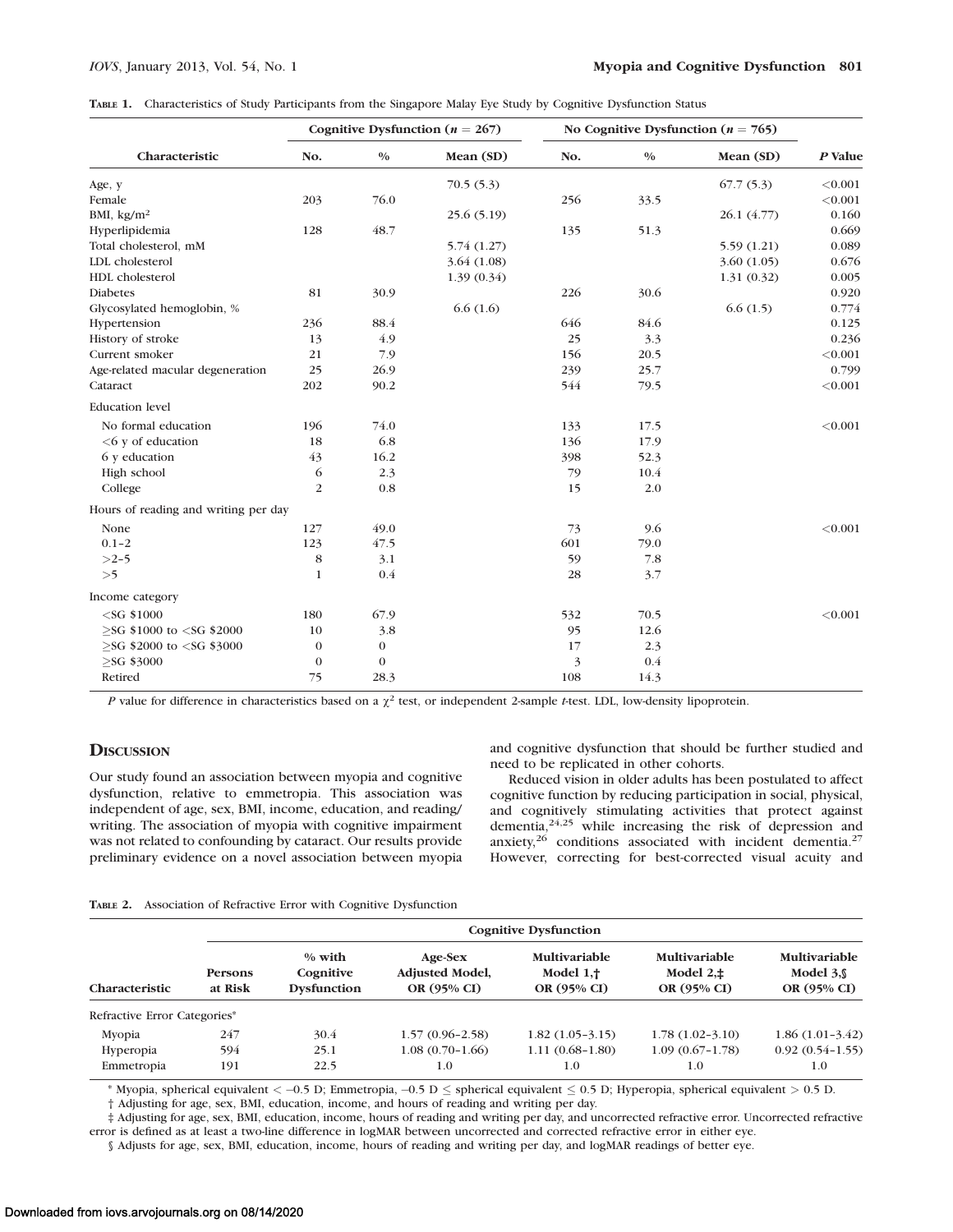**Table 1.** Characteristics of Study Participants from the Singapore Malay Eye Study by Cognitive Dysfunction Status

| Characteristic | Cognitive Dysfunction ($n$ = 267) | | | No Cognitive Dysfunction ($n$ = 765) | | | *P* Value |
|---|---|---|---|---|---|---|---|
| | No. | % | Mean (SD) | No. | % | Mean (SD) | |
| Age, y | | | 70.5 (5.3) | | | 67.7 (5.3) | <0.001 |
| Female | 203 | 76.0 | | 256 | 33.5 | | <0.001 |
| BMI, kg/m² | | | 25.6 (5.19) | | | 26.1 (4.77) | 0.160 |
| Hyperlipidemia | 128 | 48.7 | | 135 | 51.3 | | 0.669 |
| Total cholesterol, mM | | | 5.74 (1.27) | | | 5.59 (1.21) | 0.089 |
| LDL cholesterol | | | 3.64 (1.08) | | | 3.60 (1.05) | 0.676 |
| HDL cholesterol | | | 1.39 (0.34) | | | 1.31 (0.32) | 0.005 |
| Diabetes | 81 | 30.9 | | 226 | 30.6 | | 0.920 |
| Glycosylated hemoglobin, % | | | 6.6 (1.6) | | | 6.6 (1.5) | 0.774 |
| Hypertension | 236 | 88.4 | | 646 | 84.6 | | 0.125 |
| History of stroke | 13 | 4.9 | | 25 | 3.3 | | 0.236 |
| Current smoker | 21 | 7.9 | | 156 | 20.5 | | <0.001 |
| Age-related macular degeneration | 25 | 26.9 | | 239 | 25.7 | | 0.799 |
| Cataract | 202 | 90.2 | | 544 | 79.5 | | <0.001 |
| Education level | | | | | | | |
| No formal education | 196 | 74.0 | | 133 | 17.5 | | <0.001 |
| <6 y of education | 18 | 6.8 | | 136 | 17.9 | | |
| 6 y education | 43 | 16.2 | | 398 | 52.3 | | |
| High school | 6 | 2.3 | | 79 | 10.4 | | |
| College | 2 | 0.8 | | 15 | 2.0 | | |
| Hours of reading and writing per day | | | | | | | |
| None | 127 | 49.0 | | 73 | 9.6 | | <0.001 |
| 0.1–2 | 123 | 47.5 | | 601 | 79.0 | | |
| >2–5 | 8 | 3.1 | | 59 | 7.8 | | |
| >5 | 1 | 0.4 | | 28 | 3.7 | | |
| Income category | | | | | | | |
| <SG $1000 | 180 | 67.9 | | 532 | 70.5 | | <0.001 |
| ≥SG $1000 to <SG $2000 | 10 | 3.8 | | 95 | 12.6 | | |
| ≥SG $2000 to <SG $3000 | 0 | 0 | | 17 | 2.3 | | |
| ≥SG $3000 | 0 | 0 | | 3 | 0.4 | | |
| Retired | 75 | 28.3 | | 108 | 14.3 | | |

*P* value for difference in characteristics based on a $\chi^2$ test, or independent 2-sample *t*-test. LDL, low-density lipoprotein.

## Discussion

Our study found an association between myopia and cognitive dysfunction, relative to emmetropia. This association was independent of age, sex, BMI, income, education, and reading/writing. The association of myopia with cognitive impairment was not related to confounding by cataract. Our results provide preliminary evidence on a novel association between myopia and cognitive dysfunction that should be further studied and need to be replicated in other cohorts.

Reduced vision in older adults has been postulated to affect cognitive function by reducing participation in social, physical, and cognitively stimulating activities that protect against dementia,[24,25] while increasing the risk of depression and anxiety,[26] conditions associated with incident dementia.[27] However, correcting for best-corrected visual acuity and

**Table 2.** Association of Refractive Error with Cognitive Dysfunction

| Characteristic | Cognitive Dysfunction | | | | | |
|---|---|---|---|---|---|---|
| | Persons at Risk | % with Cognitive Dysfunction | Age-Sex Adjusted Model, OR (95% CI) | Multivariable Model 1,† OR (95% CI) | Multivariable Model 2,‡ OR (95% CI) | Multivariable Model 3,§ OR (95% CI) |
| Refractive Error Categories* | | | | | | |
| Myopia | 247 | 30.4 | 1.57 (0.96–2.58) | 1.82 (1.05–3.15) | 1.78 (1.02–3.10) | 1.86 (1.01–3.42) |
| Hyperopia | 594 | 25.1 | 1.08 (0.70–1.66) | 1.11 (0.68–1.80) | 1.09 (0.67–1.78) | 0.92 (0.54–1.55) |
| Emmetropia | 191 | 22.5 | 1.0 | 1.0 | 1.0 | 1.0 |

\* Myopia, spherical equivalent < –0.5 D; Emmetropia, –0.5 D ≤ spherical equivalent ≤ 0.5 D; Hyperopia, spherical equivalent > 0.5 D.

† Adjusting for age, sex, BMI, education, income, and hours of reading and writing per day.

‡ Adjusting for age, sex, BMI, education, income, hours of reading and writing per day, and uncorrected refractive error. Uncorrected refractive error is defined as at least a two-line difference in logMAR between uncorrected and corrected refractive error in either eye.

§ Adjusts for age, sex, BMI, education, income, hours of reading and writing per day, and logMAR readings of better eye.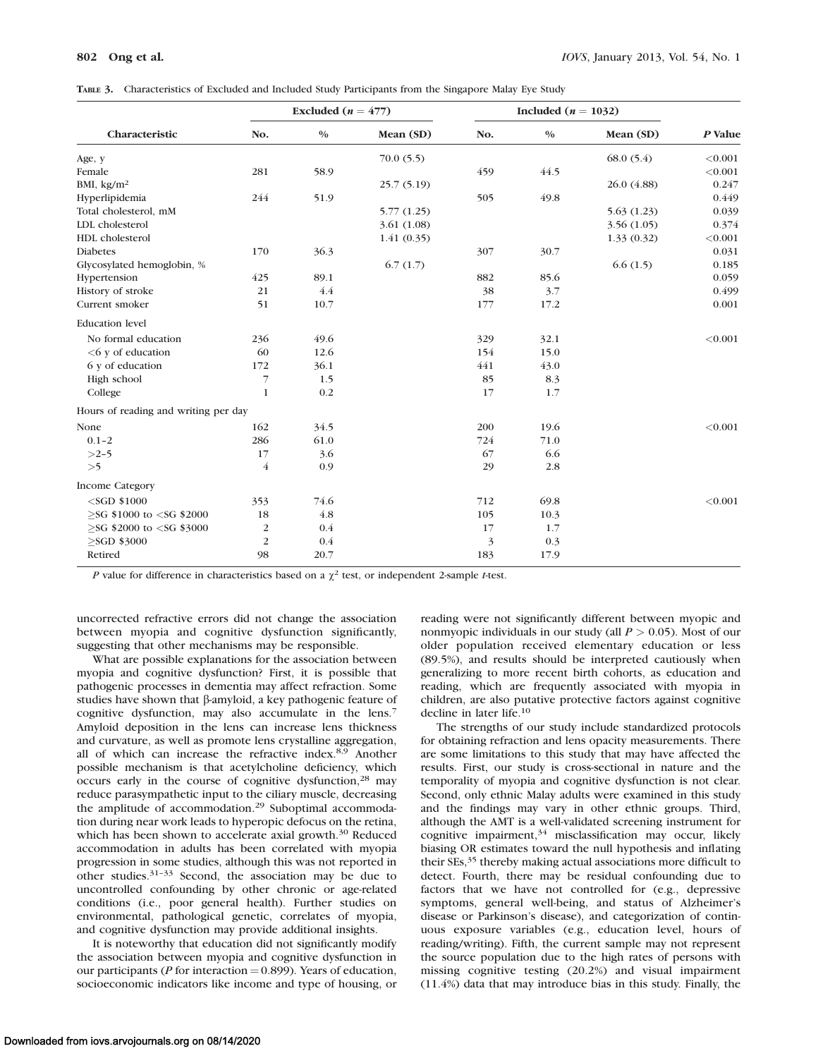**TABLE 3.** Characteristics of Excluded and Included Study Participants from the Singapore Malay Eye Study

| Characteristic | Excluded ($n = 477$) | | | Included ($n = 1032$) | | | P Value |
|---|---|---|---|---|---|---|---|
| | No. | % | Mean (SD) | No. | % | Mean (SD) | |
| Age, y | | | 70.0 (5.5) | | | 68.0 (5.4) | <0.001 |
| Female | 281 | 58.9 | | 459 | 44.5 | | <0.001 |
| BMI, kg/m$^2$ | | | 25.7 (5.19) | | | 26.0 (4.88) | 0.247 |
| Hyperlipidemia | 244 | 51.9 | | 505 | 49.8 | | 0.449 |
| Total cholesterol, mM | | | 5.77 (1.25) | | | 5.63 (1.23) | 0.039 |
| LDL cholesterol | | | 3.61 (1.08) | | | 3.56 (1.05) | 0.374 |
| HDL cholesterol | | | 1.41 (0.35) | | | 1.33 (0.32) | <0.001 |
| Diabetes | 170 | 36.3 | | 307 | 30.7 | | 0.031 |
| Glycosylated hemoglobin, % | | | 6.7 (1.7) | | | 6.6 (1.5) | 0.185 |
| Hypertension | 425 | 89.1 | | 882 | 85.6 | | 0.059 |
| History of stroke | 21 | 4.4 | | 38 | 3.7 | | 0.499 |
| Current smoker | 51 | 10.7 | | 177 | 17.2 | | 0.001 |
| Education level | | | | | | | |
| No formal education | 236 | 49.6 | | 329 | 32.1 | | <0.001 |
| <6 y of education | 60 | 12.6 | | 154 | 15.0 | | |
| 6 y of education | 172 | 36.1 | | 441 | 43.0 | | |
| High school | 7 | 1.5 | | 85 | 8.3 | | |
| College | 1 | 0.2 | | 17 | 1.7 | | |
| Hours of reading and writing per day | | | | | | | |
| None | 162 | 34.5 | | 200 | 19.6 | | <0.001 |
| 0.1–2 | 286 | 61.0 | | 724 | 71.0 | | |
| >2–5 | 17 | 3.6 | | 67 | 6.6 | | |
| >5 | 4 | 0.9 | | 29 | 2.8 | | |
| Income Category | | | | | | | |
| <SGD $1000 | 353 | 74.6 | | 712 | 69.8 | | <0.001 |
| ≥SG $1000 to <SG $2000 | 18 | 4.8 | | 105 | 10.3 | | |
| ≥SG $2000 to <SG $3000 | 2 | 0.4 | | 17 | 1.7 | | |
| ≥SGD $3000 | 2 | 0.4 | | 3 | 0.3 | | |
| Retired | 98 | 20.7 | | 183 | 17.9 | | |

*P* value for difference in characteristics based on a $\chi^2$ test, or independent 2-sample *t*-test.

uncorrected refractive errors did not change the association between myopia and cognitive dysfunction significantly, suggesting that other mechanisms may be responsible.

What are possible explanations for the association between myopia and cognitive dysfunction? First, it is possible that pathogenic processes in dementia may affect refraction. Some studies have shown that β-amyloid, a key pathogenic feature of cognitive dysfunction, may also accumulate in the lens.[7] Amyloid deposition in the lens can increase lens thickness and curvature, as well as promote lens crystalline aggregation, all of which can increase the refractive index.[8,9] Another possible mechanism is that acetylcholine deficiency, which occurs early in the course of cognitive dysfunction,[28] may reduce parasympathetic input to the ciliary muscle, decreasing the amplitude of accommodation.[29] Suboptimal accommodation during near work leads to hyperopic defocus on the retina, which has been shown to accelerate axial growth.[30] Reduced accommodation in adults has been correlated with myopia progression in some studies, although this was not reported in other studies.[31–33] Second, the association may be due to uncontrolled confounding by other chronic or age-related conditions (i.e., poor general health). Further studies on environmental, pathological genetic, correlates of myopia, and cognitive dysfunction may provide additional insights.

It is noteworthy that education did not significantly modify the association between myopia and cognitive dysfunction in our participants (*P* for interaction = 0.899). Years of education, socioeconomic indicators like income and type of housing, or reading were not significantly different between myopic and nonmyopic individuals in our study (all $P > 0.05$). Most of our older population received elementary education or less (89.5%), and results should be interpreted cautiously when generalizing to more recent birth cohorts, as education and reading, which are frequently associated with myopia in children, are also putative protective factors against cognitive decline in later life.[10]

The strengths of our study include standardized protocols for obtaining refraction and lens opacity measurements. There are some limitations to this study that may have affected the results. First, our study is cross-sectional in nature and the temporality of myopia and cognitive dysfunction is not clear. Second, only ethnic Malay adults were examined in this study and the findings may vary in other ethnic groups. Third, although the AMT is a well-validated screening instrument for cognitive impairment,[34] misclassification may occur, likely biasing OR estimates toward the null hypothesis and inflating their SEs,[35] thereby making actual associations more difficult to detect. Fourth, there may be residual confounding due to factors that we have not controlled for (e.g., depressive symptoms, general well-being, and status of Alzheimer's disease or Parkinson's disease), and categorization of continuous exposure variables (e.g., education level, hours of reading/writing). Fifth, the current sample may not represent the source population due to the high rates of persons with missing cognitive testing (20.2%) and visual impairment (11.4%) data that may introduce bias in this study. Finally, the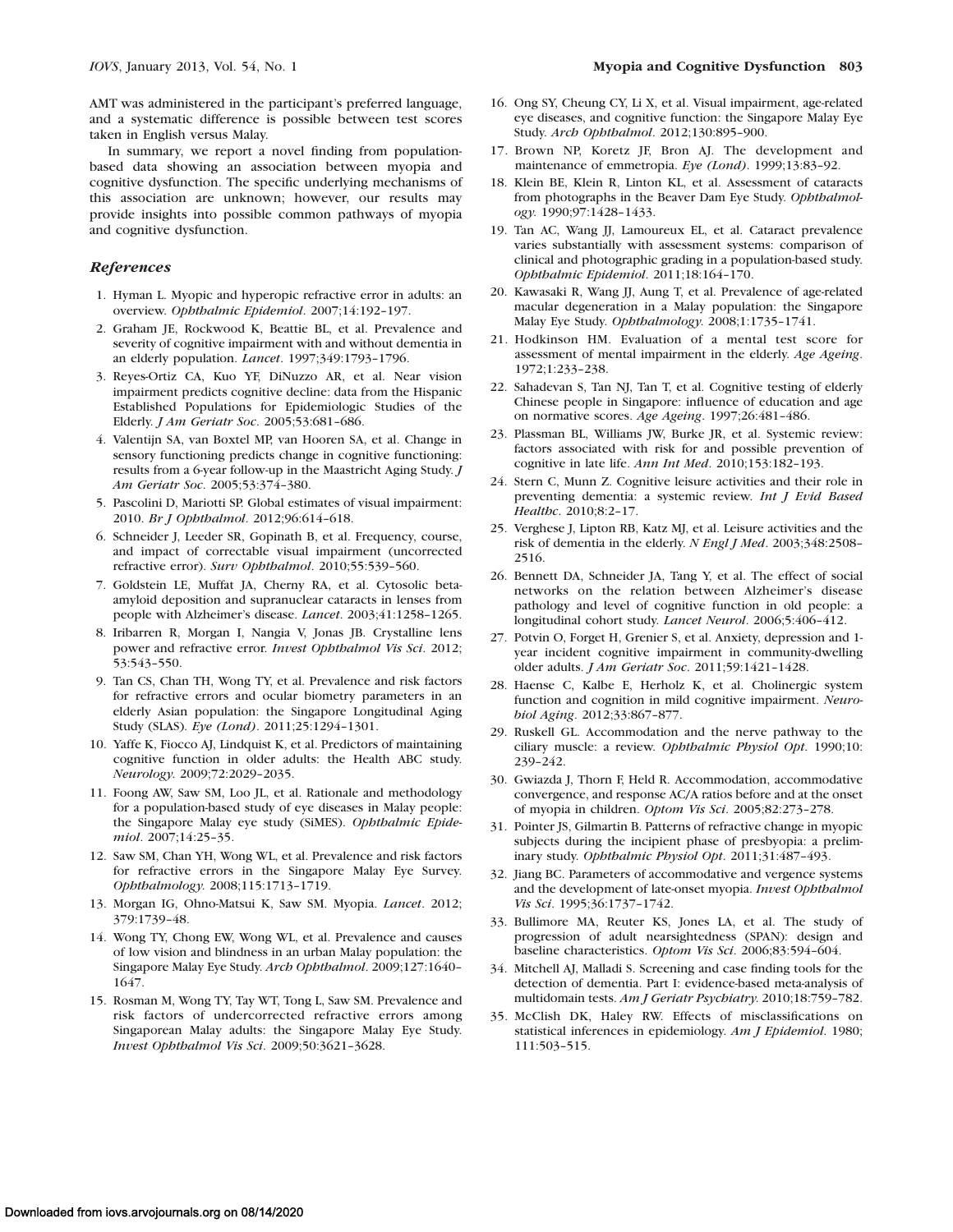AMT was administered in the participant's preferred language, and a systematic difference is possible between test scores taken in English versus Malay.

In summary, we report a novel finding from population-based data showing an association between myopia and cognitive dysfunction. The specific underlying mechanisms of this association are unknown; however, our results may provide insights into possible common pathways of myopia and cognitive dysfunction.

## *References*

1. Hyman L. Myopic and hyperopic refractive error in adults: an overview. *Ophthalmic Epidemiol*. 2007;14:192–197.
2. Graham JE, Rockwood K, Beattie BL, et al. Prevalence and severity of cognitive impairment with and without dementia in an elderly population. *Lancet*. 1997;349:1793–1796.
3. Reyes-Ortiz CA, Kuo YF, DiNuzzo AR, et al. Near vision impairment predicts cognitive decline: data from the Hispanic Established Populations for Epidemiologic Studies of the Elderly. *J Am Geriatr Soc*. 2005;53:681–686.
4. Valentijn SA, van Boxtel MP, van Hooren SA, et al. Change in sensory functioning predicts change in cognitive functioning: results from a 6-year follow-up in the Maastricht Aging Study. *J Am Geriatr Soc*. 2005;53:374–380.
5. Pascolini D, Mariotti SP. Global estimates of visual impairment: 2010. *Br J Ophthalmol*. 2012;96:614–618.
6. Schneider J, Leeder SR, Gopinath B, et al. Frequency, course, and impact of correctable visual impairment (uncorrected refractive error). *Surv Ophthalmol*. 2010;55:539–560.
7. Goldstein LE, Muffat JA, Cherny RA, et al. Cytosolic beta-amyloid deposition and supranuclear cataracts in lenses from people with Alzheimer's disease. *Lancet*. 2003;41:1258–1265.
8. Iribarren R, Morgan I, Nangia V, Jonas JB. Crystalline lens power and refractive error. *Invest Ophthalmol Vis Sci*. 2012;53:543–550.
9. Tan CS, Chan TH, Wong TY, et al. Prevalence and risk factors for refractive errors and ocular biometry parameters in an elderly Asian population: the Singapore Longitudinal Aging Study (SLAS). *Eye (Lond)*. 2011;25:1294–1301.
10. Yaffe K, Fiocco AJ, Lindquist K, et al. Predictors of maintaining cognitive function in older adults: the Health ABC study. *Neurology*. 2009;72:2029–2035.
11. Foong AW, Saw SM, Loo JL, et al. Rationale and methodology for a population-based study of eye diseases in Malay people: the Singapore Malay eye study (SiMES). *Ophthalmic Epidemiol*. 2007;14:25–35.
12. Saw SM, Chan YH, Wong WL, et al. Prevalence and risk factors for refractive errors in the Singapore Malay Eye Survey. *Ophthalmology*. 2008;115:1713–1719.
13. Morgan IG, Ohno-Matsui K, Saw SM. Myopia. *Lancet*. 2012;379:1739–48.
14. Wong TY, Chong EW, Wong WL, et al. Prevalence and causes of low vision and blindness in an urban Malay population: the Singapore Malay Eye Study. *Arch Ophthalmol*. 2009;127:1640–1647.
15. Rosman M, Wong TY, Tay WT, Tong L, Saw SM. Prevalence and risk factors of undercorrected refractive errors among Singaporean Malay adults: the Singapore Malay Eye Study. *Invest Ophthalmol Vis Sci*. 2009;50:3621–3628.
16. Ong SY, Cheung CY, Li X, et al. Visual impairment, age-related eye diseases, and cognitive function: the Singapore Malay Eye Study. *Arch Ophthalmol*. 2012;130:895–900.
17. Brown NP, Koretz JF, Bron AJ. The development and maintenance of emmetropia. *Eye (Lond)*. 1999;13:83–92.
18. Klein BE, Klein R, Linton KL, et al. Assessment of cataracts from photographs in the Beaver Dam Eye Study. *Ophthalmology*. 1990;97:1428–1433.
19. Tan AC, Wang JJ, Lamoureux EL, et al. Cataract prevalence varies substantially with assessment systems: comparison of clinical and photographic grading in a population-based study. *Ophthalmic Epidemiol*. 2011;18:164–170.
20. Kawasaki R, Wang JJ, Aung T, et al. Prevalence of age-related macular degeneration in a Malay population: the Singapore Malay Eye Study. *Ophthalmology*. 2008;1:1735–1741.
21. Hodkinson HM. Evaluation of a mental test score for assessment of mental impairment in the elderly. *Age Ageing*. 1972;1:233–238.
22. Sahadevan S, Tan NJ, Tan T, et al. Cognitive testing of elderly Chinese people in Singapore: influence of education and age on normative scores. *Age Ageing*. 1997;26:481–486.
23. Plassman BL, Williams JW, Burke JR, et al. Systemic review: factors associated with risk for and possible prevention of cognitive in late life. *Ann Int Med*. 2010;153:182–193.
24. Stern C, Munn Z. Cognitive leisure activities and their role in preventing dementia: a systemic review. *Int J Evid Based Healthc*. 2010;8:2–17.
25. Verghese J, Lipton RB, Katz MJ, et al. Leisure activities and the risk of dementia in the elderly. *N Engl J Med*. 2003;348:2508–2516.
26. Bennett DA, Schneider JA, Tang Y, et al. The effect of social networks on the relation between Alzheimer's disease pathology and level of cognitive function in old people: a longitudinal cohort study. *Lancet Neurol*. 2006;5:406–412.
27. Potvin O, Forget H, Grenier S, et al. Anxiety, depression and 1-year incident cognitive impairment in community-dwelling older adults. *J Am Geriatr Soc*. 2011;59:1421–1428.
28. Haense C, Kalbe E, Herholz K, et al. Cholinergic system function and cognition in mild cognitive impairment. *Neurobiol Aging*. 2012;33:867–877.
29. Ruskell GL. Accommodation and the nerve pathway to the ciliary muscle: a review. *Ophthalmic Physiol Opt*. 1990;10:239–242.
30. Gwiazda J, Thorn F, Held R. Accommodation, accommodative convergence, and response AC/A ratios before and at the onset of myopia in children. *Optom Vis Sci*. 2005;82:273–278.
31. Pointer JS, Gilmartin B. Patterns of refractive change in myopic subjects during the incipient phase of presbyopia: a preliminary study. *Ophthalmic Physiol Opt*. 2011;31:487–493.
32. Jiang BC. Parameters of accommodative and vergence systems and the development of late-onset myopia. *Invest Ophthalmol Vis Sci*. 1995;36:1737–1742.
33. Bullimore MA, Reuter KS, Jones LA, et al. The study of progression of adult nearsightedness (SPAN): design and baseline characteristics. *Optom Vis Sci*. 2006;83:594–604.
34. Mitchell AJ, Malladi S. Screening and case finding tools for the detection of dementia. Part I: evidence-based meta-analysis of multidomain tests. *Am J Geriatr Psychiatry*. 2010;18:759–782.
35. McClish DK, Haley RW. Effects of misclassifications on statistical inferences in epidemiology. *Am J Epidemiol*. 1980;111:503–515.